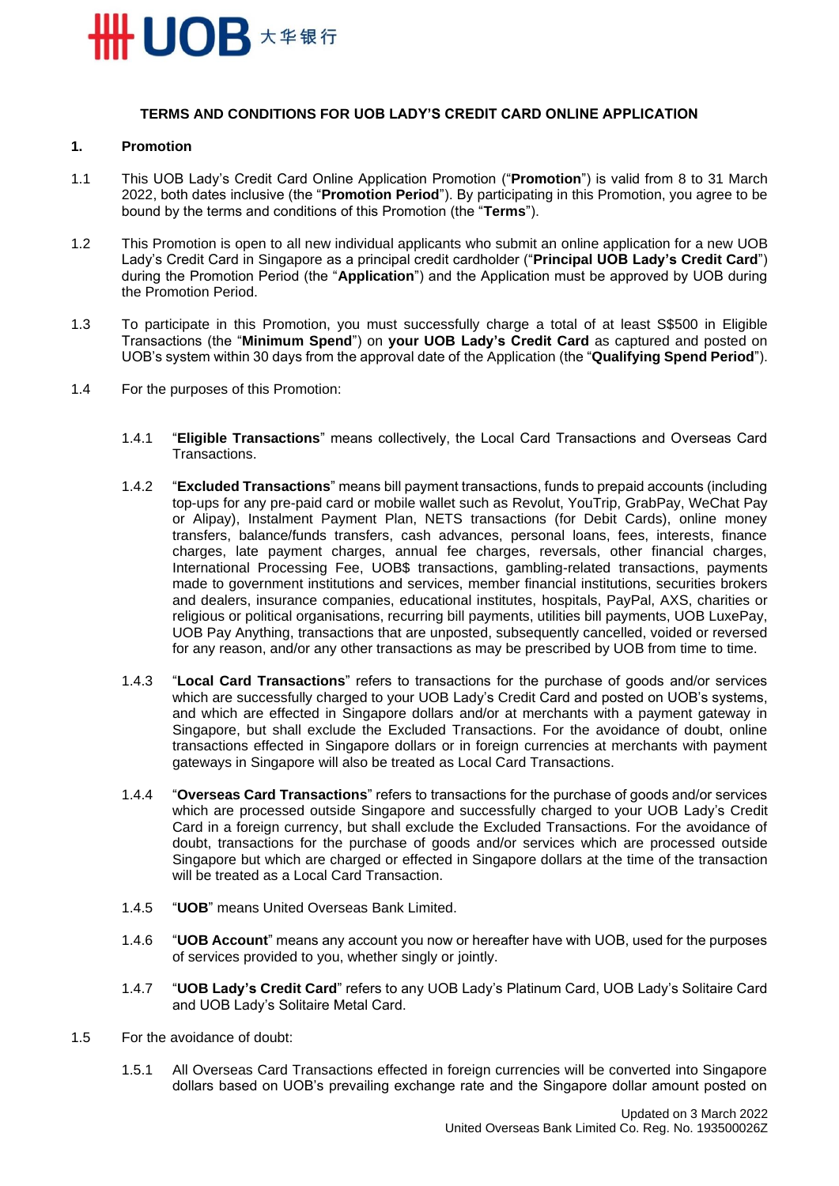# TERMS AND CONDITIONS FOR UOB LADY'S CREDIT CARD ONLINE APPLICATION

## 1. Promotion

1.1 This UOB Lady's Credit Card Online Application Promotion ("**Promotion**") is valid from 8 to 31 March 2022, both dates inclusive (the "**Promotion Period**"). By participating in this Promotion, you agree to be bound by the terms and conditions of this Promotion (the "**Terms**").

1.2 This Promotion is open to all new individual applicants who submit an online application for a new UOB Lady's Credit Card in Singapore as a principal credit cardholder ("**Principal UOB Lady's Credit Card**") during the Promotion Period (the "**Application**") and the Application must be approved by UOB during the Promotion Period.

1.3 To participate in this Promotion, you must successfully charge a total of at least S$500 in Eligible Transactions (the "**Minimum Spend**") on **your UOB Lady's Credit Card** as captured and posted on UOB's system within 30 days from the approval date of the Application (the "**Qualifying Spend Period**").

1.4 For the purposes of this Promotion:

1.4.1 "**Eligible Transactions**" means collectively, the Local Card Transactions and Overseas Card Transactions.

1.4.2 "**Excluded Transactions**" means bill payment transactions, funds to prepaid accounts (including top-ups for any pre-paid card or mobile wallet such as Revolut, YouTrip, GrabPay, WeChat Pay or Alipay), Instalment Payment Plan, NETS transactions (for Debit Cards), online money transfers, balance/funds transfers, cash advances, personal loans, fees, interests, finance charges, late payment charges, annual fee charges, reversals, other financial charges, International Processing Fee, UOB$ transactions, gambling-related transactions, payments made to government institutions and services, member financial institutions, securities brokers and dealers, insurance companies, educational institutes, hospitals, PayPal, AXS, charities or religious or political organisations, recurring bill payments, utilities bill payments, UOB LuxePay, UOB Pay Anything, transactions that are unposted, subsequently cancelled, voided or reversed for any reason, and/or any other transactions as may be prescribed by UOB from time to time.

1.4.3 "**Local Card Transactions**" refers to transactions for the purchase of goods and/or services which are successfully charged to your UOB Lady's Credit Card and posted on UOB's systems, and which are effected in Singapore dollars and/or at merchants with a payment gateway in Singapore, but shall exclude the Excluded Transactions. For the avoidance of doubt, online transactions effected in Singapore dollars or in foreign currencies at merchants with payment gateways in Singapore will also be treated as Local Card Transactions.

1.4.4 "**Overseas Card Transactions**" refers to transactions for the purchase of goods and/or services which are processed outside Singapore and successfully charged to your UOB Lady's Credit Card in a foreign currency, but shall exclude the Excluded Transactions. For the avoidance of doubt, transactions for the purchase of goods and/or services which are processed outside Singapore but which are charged or effected in Singapore dollars at the time of the transaction will be treated as a Local Card Transaction.

1.4.5 "**UOB**" means United Overseas Bank Limited.

1.4.6 "**UOB Account**" means any account you now or hereafter have with UOB, used for the purposes of services provided to you, whether singly or jointly.

1.4.7 "**UOB Lady's Credit Card**" refers to any UOB Lady's Platinum Card, UOB Lady's Solitaire Card and UOB Lady's Solitaire Metal Card.

1.5 For the avoidance of doubt:

1.5.1 All Overseas Card Transactions effected in foreign currencies will be converted into Singapore dollars based on UOB's prevailing exchange rate and the Singapore dollar amount posted on

Updated on 3 March 2022
United Overseas Bank Limited Co. Reg. No. 193500026Z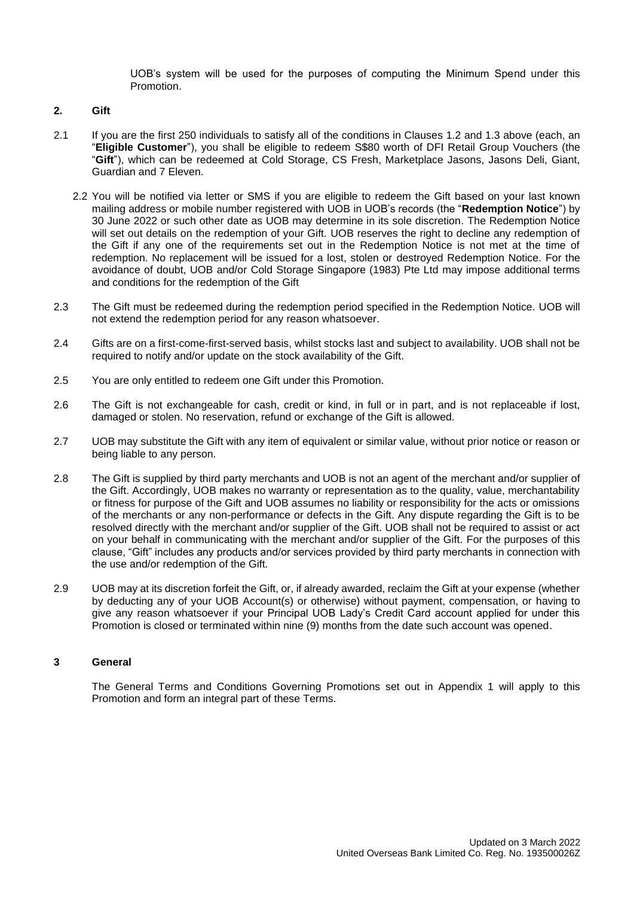UOB's system will be used for the purposes of computing the Minimum Spend under this Promotion.

## 2. Gift

2.1 If you are the first 250 individuals to satisfy all of the conditions in Clauses 1.2 and 1.3 above (each, an "**Eligible Customer**"), you shall be eligible to redeem S$80 worth of DFI Retail Group Vouchers (the "**Gift**"), which can be redeemed at Cold Storage, CS Fresh, Marketplace Jasons, Jasons Deli, Giant, Guardian and 7 Eleven.

2.2 You will be notified via letter or SMS if you are eligible to redeem the Gift based on your last known mailing address or mobile number registered with UOB in UOB's records (the "**Redemption Notice**") by 30 June 2022 or such other date as UOB may determine in its sole discretion. The Redemption Notice will set out details on the redemption of your Gift. UOB reserves the right to decline any redemption of the Gift if any one of the requirements set out in the Redemption Notice is not met at the time of redemption. No replacement will be issued for a lost, stolen or destroyed Redemption Notice. For the avoidance of doubt, UOB and/or Cold Storage Singapore (1983) Pte Ltd may impose additional terms and conditions for the redemption of the Gift

2.3 The Gift must be redeemed during the redemption period specified in the Redemption Notice. UOB will not extend the redemption period for any reason whatsoever.

2.4 Gifts are on a first-come-first-served basis, whilst stocks last and subject to availability. UOB shall not be required to notify and/or update on the stock availability of the Gift.

2.5 You are only entitled to redeem one Gift under this Promotion.

2.6 The Gift is not exchangeable for cash, credit or kind, in full or in part, and is not replaceable if lost, damaged or stolen. No reservation, refund or exchange of the Gift is allowed.

2.7 UOB may substitute the Gift with any item of equivalent or similar value, without prior notice or reason or being liable to any person.

2.8 The Gift is supplied by third party merchants and UOB is not an agent of the merchant and/or supplier of the Gift. Accordingly, UOB makes no warranty or representation as to the quality, value, merchantability or fitness for purpose of the Gift and UOB assumes no liability or responsibility for the acts or omissions of the merchants or any non-performance or defects in the Gift. Any dispute regarding the Gift is to be resolved directly with the merchant and/or supplier of the Gift. UOB shall not be required to assist or act on your behalf in communicating with the merchant and/or supplier of the Gift. For the purposes of this clause, "Gift" includes any products and/or services provided by third party merchants in connection with the use and/or redemption of the Gift.

2.9 UOB may at its discretion forfeit the Gift, or, if already awarded, reclaim the Gift at your expense (whether by deducting any of your UOB Account(s) or otherwise) without payment, compensation, or having to give any reason whatsoever if your Principal UOB Lady's Credit Card account applied for under this Promotion is closed or terminated within nine (9) months from the date such account was opened.

## 3 General

The General Terms and Conditions Governing Promotions set out in Appendix 1 will apply to this Promotion and form an integral part of these Terms.

Updated on 3 March 2022
United Overseas Bank Limited Co. Reg. No. 193500026Z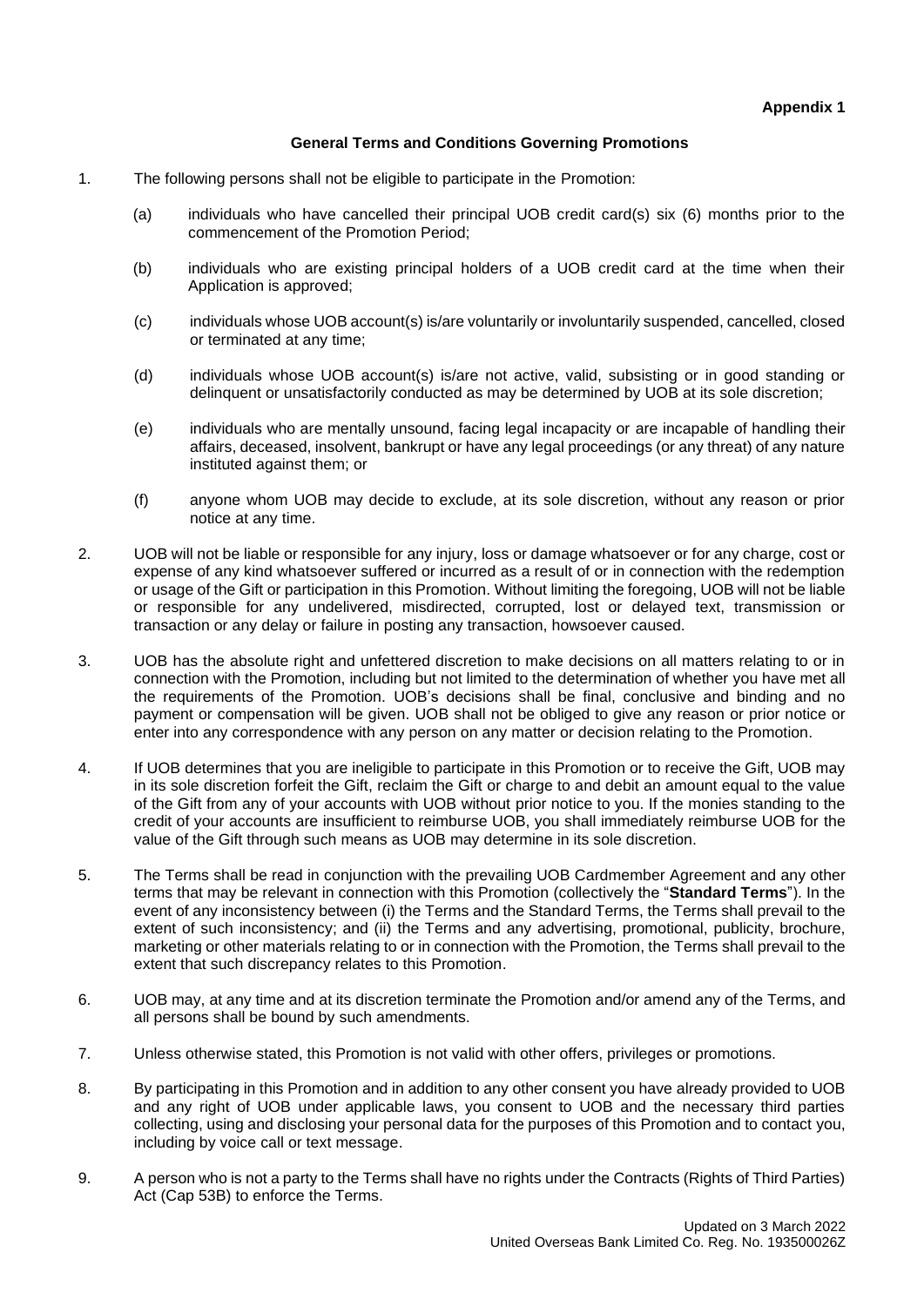**Appendix 1**

**General Terms and Conditions Governing Promotions**

1. The following persons shall not be eligible to participate in the Promotion:

   (a) individuals who have cancelled their principal UOB credit card(s) six (6) months prior to the commencement of the Promotion Period;

   (b) individuals who are existing principal holders of a UOB credit card at the time when their Application is approved;

   (c) individuals whose UOB account(s) is/are voluntarily or involuntarily suspended, cancelled, closed or terminated at any time;

   (d) individuals whose UOB account(s) is/are not active, valid, subsisting or in good standing or delinquent or unsatisfactorily conducted as may be determined by UOB at its sole discretion;

   (e) individuals who are mentally unsound, facing legal incapacity or are incapable of handling their affairs, deceased, insolvent, bankrupt or have any legal proceedings (or any threat) of any nature instituted against them; or

   (f) anyone whom UOB may decide to exclude, at its sole discretion, without any reason or prior notice at any time.

2. UOB will not be liable or responsible for any injury, loss or damage whatsoever or for any charge, cost or expense of any kind whatsoever suffered or incurred as a result of or in connection with the redemption or usage of the Gift or participation in this Promotion. Without limiting the foregoing, UOB will not be liable or responsible for any undelivered, misdirected, corrupted, lost or delayed text, transmission or transaction or any delay or failure in posting any transaction, howsoever caused.

3. UOB has the absolute right and unfettered discretion to make decisions on all matters relating to or in connection with the Promotion, including but not limited to the determination of whether you have met all the requirements of the Promotion. UOB's decisions shall be final, conclusive and binding and no payment or compensation will be given. UOB shall not be obliged to give any reason or prior notice or enter into any correspondence with any person on any matter or decision relating to the Promotion.

4. If UOB determines that you are ineligible to participate in this Promotion or to receive the Gift, UOB may in its sole discretion forfeit the Gift, reclaim the Gift or charge to and debit an amount equal to the value of the Gift from any of your accounts with UOB without prior notice to you. If the monies standing to the credit of your accounts are insufficient to reimburse UOB, you shall immediately reimburse UOB for the value of the Gift through such means as UOB may determine in its sole discretion.

5. The Terms shall be read in conjunction with the prevailing UOB Cardmember Agreement and any other terms that may be relevant in connection with this Promotion (collectively the "**Standard Terms**"). In the event of any inconsistency between (i) the Terms and the Standard Terms, the Terms shall prevail to the extent of such inconsistency; and (ii) the Terms and any advertising, promotional, publicity, brochure, marketing or other materials relating to or in connection with the Promotion, the Terms shall prevail to the extent that such discrepancy relates to this Promotion.

6. UOB may, at any time and at its discretion terminate the Promotion and/or amend any of the Terms, and all persons shall be bound by such amendments.

7. Unless otherwise stated, this Promotion is not valid with other offers, privileges or promotions.

8. By participating in this Promotion and in addition to any other consent you have already provided to UOB and any right of UOB under applicable laws, you consent to UOB and the necessary third parties collecting, using and disclosing your personal data for the purposes of this Promotion and to contact you, including by voice call or text message.

9. A person who is not a party to the Terms shall have no rights under the Contracts (Rights of Third Parties) Act (Cap 53B) to enforce the Terms.

Updated on 3 March 2022
United Overseas Bank Limited Co. Reg. No. 193500026Z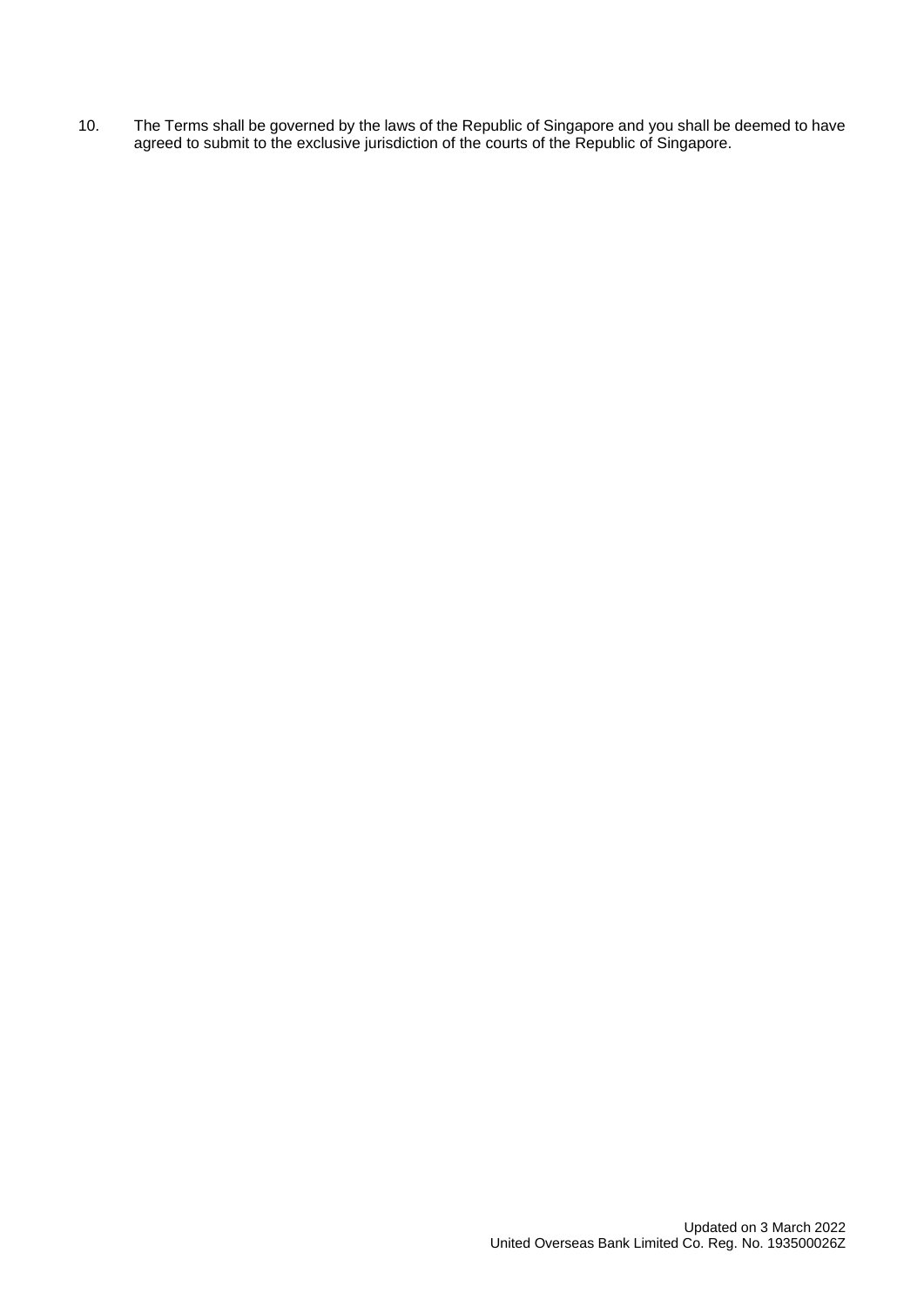10. The Terms shall be governed by the laws of the Republic of Singapore and you shall be deemed to have agreed to submit to the exclusive jurisdiction of the courts of the Republic of Singapore.

Updated on 3 March 2022
United Overseas Bank Limited Co. Reg. No. 193500026Z